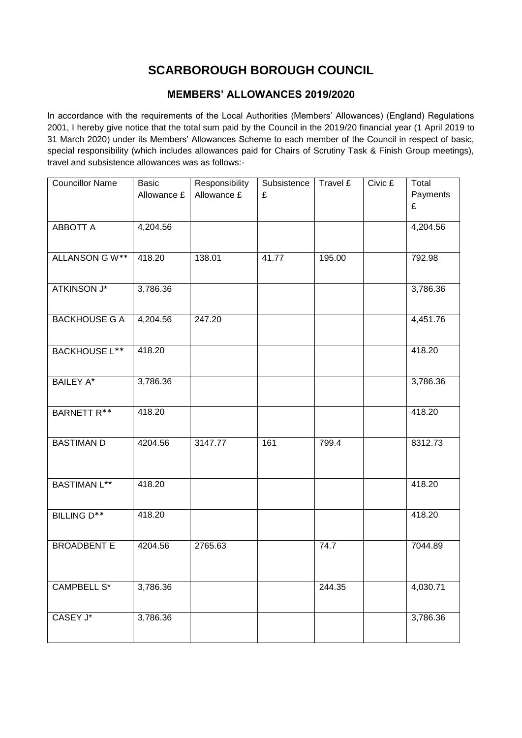# SCARBOROUGH BOROUGH COUNCIL

## MEMBERS' ALLOWANCES 2019/2020

In accordance with the requirements of the Local Authorities (Members' Allowances) (England) Regulations 2001, I hereby give notice that the total sum paid by the Council in the 2019/20 financial year (1 April 2019 to 31 March 2020) under its Members' Allowances Scheme to each member of the Council in respect of basic, special responsibility (which includes allowances paid for Chairs of Scrutiny Task & Finish Group meetings), travel and subsistence allowances was as follows:-

| Councillor Name | Basic Allowance £ | Responsibility Allowance £ | Subsistence £ | Travel £ | Civic £ | Total Payments £ |
|---|---|---|---|---|---|---|
| ABBOTT A | 4,204.56 | | | | | 4,204.56 |
| ALLANSON G W** | 418.20 | 138.01 | 41.77 | 195.00 | | 792.98 |
| ATKINSON J* | 3,786.36 | | | | | 3,786.36 |
| BACKHOUSE G A | 4,204.56 | 247.20 | | | | 4,451.76 |
| BACKHOUSE L** | 418.20 | | | | | 418.20 |
| BAILEY A* | 3,786.36 | | | | | 3,786.36 |
| BARNETT R** | 418.20 | | | | | 418.20 |
| BASTIMAN D | 4204.56 | 3147.77 | 161 | 799.4 | | 8312.73 |
| BASTIMAN L** | 418.20 | | | | | 418.20 |
| BILLING D** | 418.20 | | | | | 418.20 |
| BROADBENT E | 4204.56 | 2765.63 | | 74.7 | | 7044.89 |
| CAMPBELL S* | 3,786.36 | | | 244.35 | | 4,030.71 |
| CASEY J* | 3,786.36 | | | | | 3,786.36 |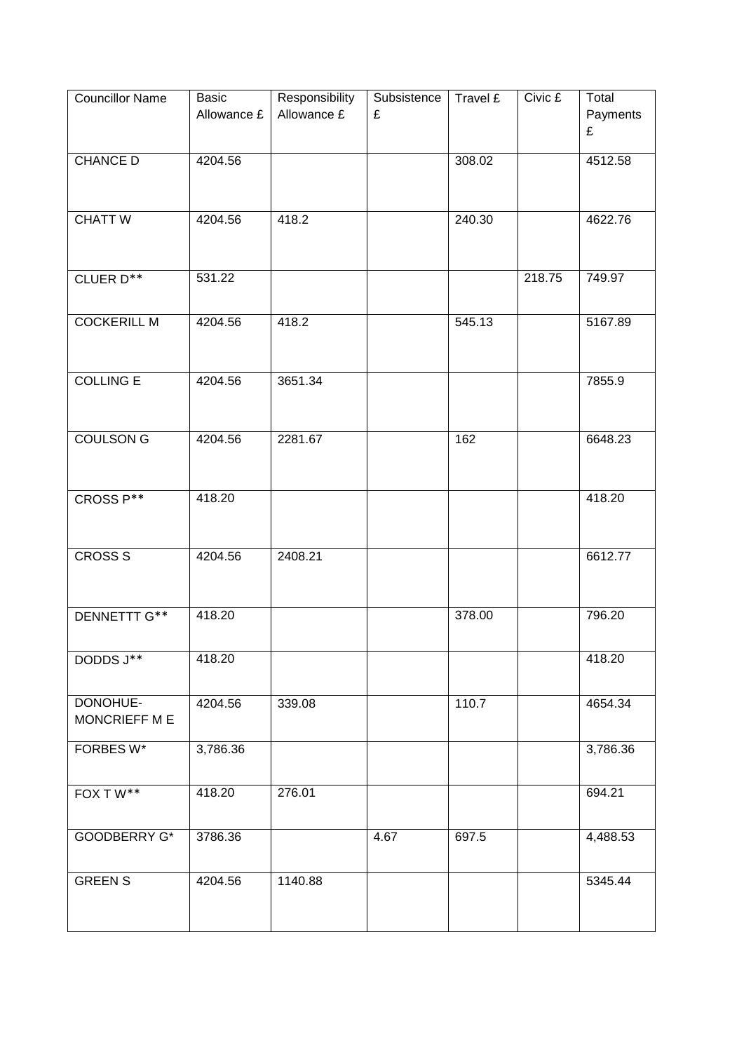| Councillor Name | Basic Allowance £ | Responsibility Allowance £ | Subsistence £ | Travel £ | Civic £ | Total Payments £ |
|---|---|---|---|---|---|---|
| CHANCE D | 4204.56 | | | 308.02 | | 4512.58 |
| CHATT W | 4204.56 | 418.2 | | 240.30 | | 4622.76 |
| CLUER D** | 531.22 | | | | 218.75 | 749.97 |
| COCKERILL M | 4204.56 | 418.2 | | 545.13 | | 5167.89 |
| COLLING E | 4204.56 | 3651.34 | | | | 7855.9 |
| COULSON G | 4204.56 | 2281.67 | | 162 | | 6648.23 |
| CROSS P** | 418.20 | | | | | 418.20 |
| CROSS S | 4204.56 | 2408.21 | | | | 6612.77 |
| DENNETTT G** | 418.20 | | | 378.00 | | 796.20 |
| DODDS J** | 418.20 | | | | | 418.20 |
| DONOHUE-MONCRIEFF M E | 4204.56 | 339.08 | | 110.7 | | 4654.34 |
| FORBES W* | 3,786.36 | | | | | 3,786.36 |
| FOX T W** | 418.20 | 276.01 | | | | 694.21 |
| GOODBERRY G* | 3786.36 | | 4.67 | 697.5 | | 4,488.53 |
| GREEN S | 4204.56 | 1140.88 | | | | 5345.44 |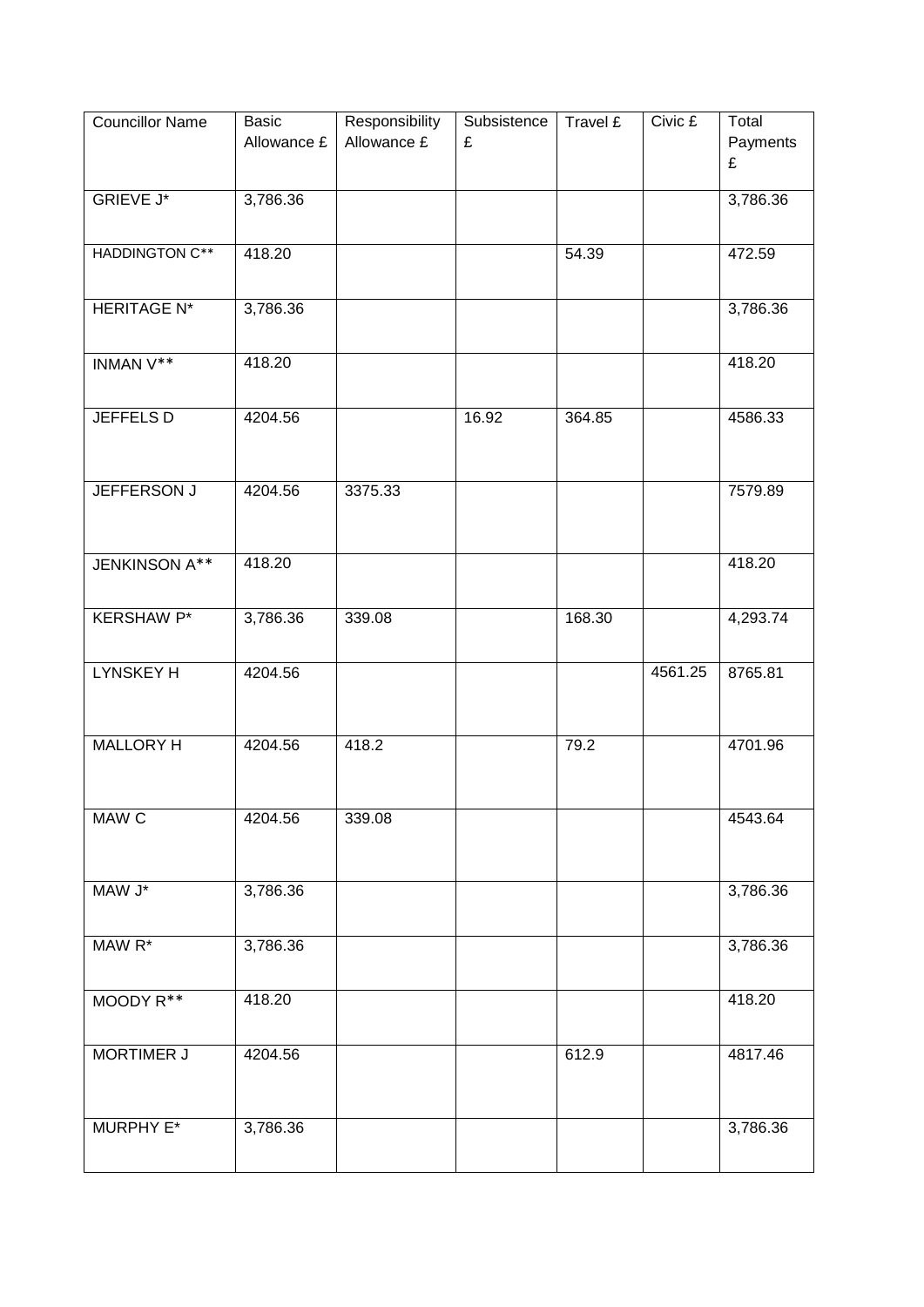| Councillor Name | Basic Allowance £ | Responsibility Allowance £ | Subsistence £ | Travel £ | Civic £ | Total Payments £ |
|---|---|---|---|---|---|---|
| GRIEVE J* | 3,786.36 | | | | | 3,786.36 |
| HADDINGTON C** | 418.20 | | | 54.39 | | 472.59 |
| HERITAGE N* | 3,786.36 | | | | | 3,786.36 |
| INMAN V** | 418.20 | | | | | 418.20 |
| JEFFELS D | 4204.56 | | 16.92 | 364.85 | | 4586.33 |
| JEFFERSON J | 4204.56 | 3375.33 | | | | 7579.89 |
| JENKINSON A** | 418.20 | | | | | 418.20 |
| KERSHAW P* | 3,786.36 | 339.08 | | 168.30 | | 4,293.74 |
| LYNSKEY H | 4204.56 | | | | 4561.25 | 8765.81 |
| MALLORY H | 4204.56 | 418.2 | | 79.2 | | 4701.96 |
| MAW C | 4204.56 | 339.08 | | | | 4543.64 |
| MAW J* | 3,786.36 | | | | | 3,786.36 |
| MAW R* | 3,786.36 | | | | | 3,786.36 |
| MOODY R** | 418.20 | | | | | 418.20 |
| MORTIMER J | 4204.56 | | | 612.9 | | 4817.46 |
| MURPHY E* | 3,786.36 | | | | | 3,786.36 |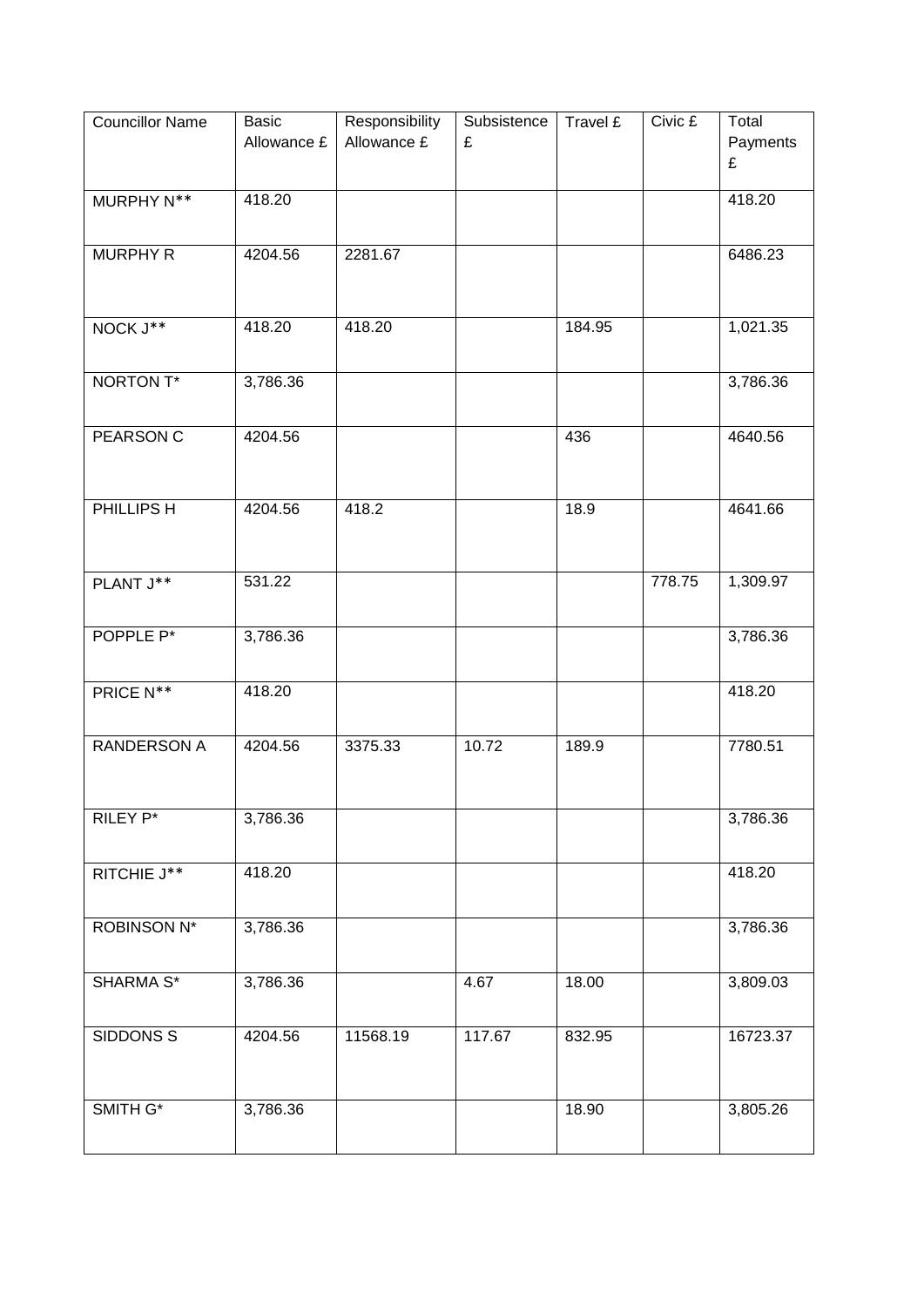| Councillor Name | Basic Allowance £ | Responsibility Allowance £ | Subsistence £ | Travel £ | Civic £ | Total Payments £ |
|---|---|---|---|---|---|---|
| MURPHY N** | 418.20 | | | | | 418.20 |
| MURPHY R | 4204.56 | 2281.67 | | | | 6486.23 |
| NOCK J** | 418.20 | 418.20 | | 184.95 | | 1,021.35 |
| NORTON T* | 3,786.36 | | | | | 3,786.36 |
| PEARSON C | 4204.56 | | | 436 | | 4640.56 |
| PHILLIPS H | 4204.56 | 418.2 | | 18.9 | | 4641.66 |
| PLANT J** | 531.22 | | | | 778.75 | 1,309.97 |
| POPPLE P* | 3,786.36 | | | | | 3,786.36 |
| PRICE N** | 418.20 | | | | | 418.20 |
| RANDERSON A | 4204.56 | 3375.33 | 10.72 | 189.9 | | 7780.51 |
| RILEY P* | 3,786.36 | | | | | 3,786.36 |
| RITCHIE J** | 418.20 | | | | | 418.20 |
| ROBINSON N* | 3,786.36 | | | | | 3,786.36 |
| SHARMA S* | 3,786.36 | | 4.67 | 18.00 | | 3,809.03 |
| SIDDONS S | 4204.56 | 11568.19 | 117.67 | 832.95 | | 16723.37 |
| SMITH G* | 3,786.36 | | | 18.90 | | 3,805.26 |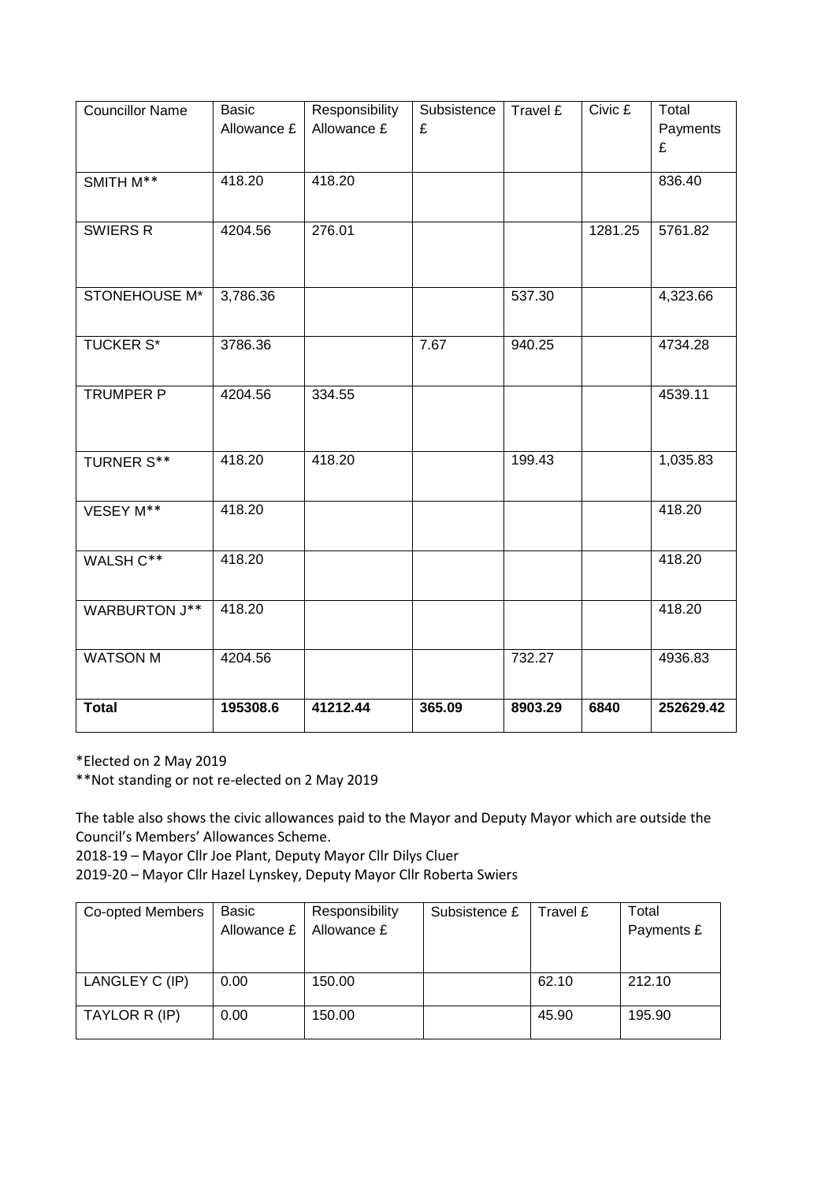| Councillor Name | Basic Allowance £ | Responsibility Allowance £ | Subsistence £ | Travel £ | Civic £ | Total Payments £ |
|---|---|---|---|---|---|---|
| SMITH M** | 418.20 | 418.20 | | | | 836.40 |
| SWIERS R | 4204.56 | 276.01 | | | 1281.25 | 5761.82 |
| STONEHOUSE M* | 3,786.36 | | | 537.30 | | 4,323.66 |
| TUCKER S* | 3786.36 | | 7.67 | 940.25 | | 4734.28 |
| TRUMPER P | 4204.56 | 334.55 | | | | 4539.11 |
| TURNER S** | 418.20 | 418.20 | | 199.43 | | 1,035.83 |
| VESEY M** | 418.20 | | | | | 418.20 |
| WALSH C** | 418.20 | | | | | 418.20 |
| WARBURTON J** | 418.20 | | | | | 418.20 |
| WATSON M | 4204.56 | | | 732.27 | | 4936.83 |
| **Total** | **195308.6** | **41212.44** | **365.09** | **8903.29** | **6840** | **252629.42** |

*Elected on 2 May 2019

**Not standing or not re-elected on 2 May 2019

The table also shows the civic allowances paid to the Mayor and Deputy Mayor which are outside the Council's Members' Allowances Scheme.

2018-19 – Mayor Cllr Joe Plant, Deputy Mayor Cllr Dilys Cluer

2019-20 – Mayor Cllr Hazel Lynskey, Deputy Mayor Cllr Roberta Swiers

| Co-opted Members | Basic Allowance £ | Responsibility Allowance £ | Subsistence £ | Travel £ | Total Payments £ |
|---|---|---|---|---|---|
| LANGLEY C (IP) | 0.00 | 150.00 | | 62.10 | 212.10 |
| TAYLOR R (IP) | 0.00 | 150.00 | | 45.90 | 195.90 |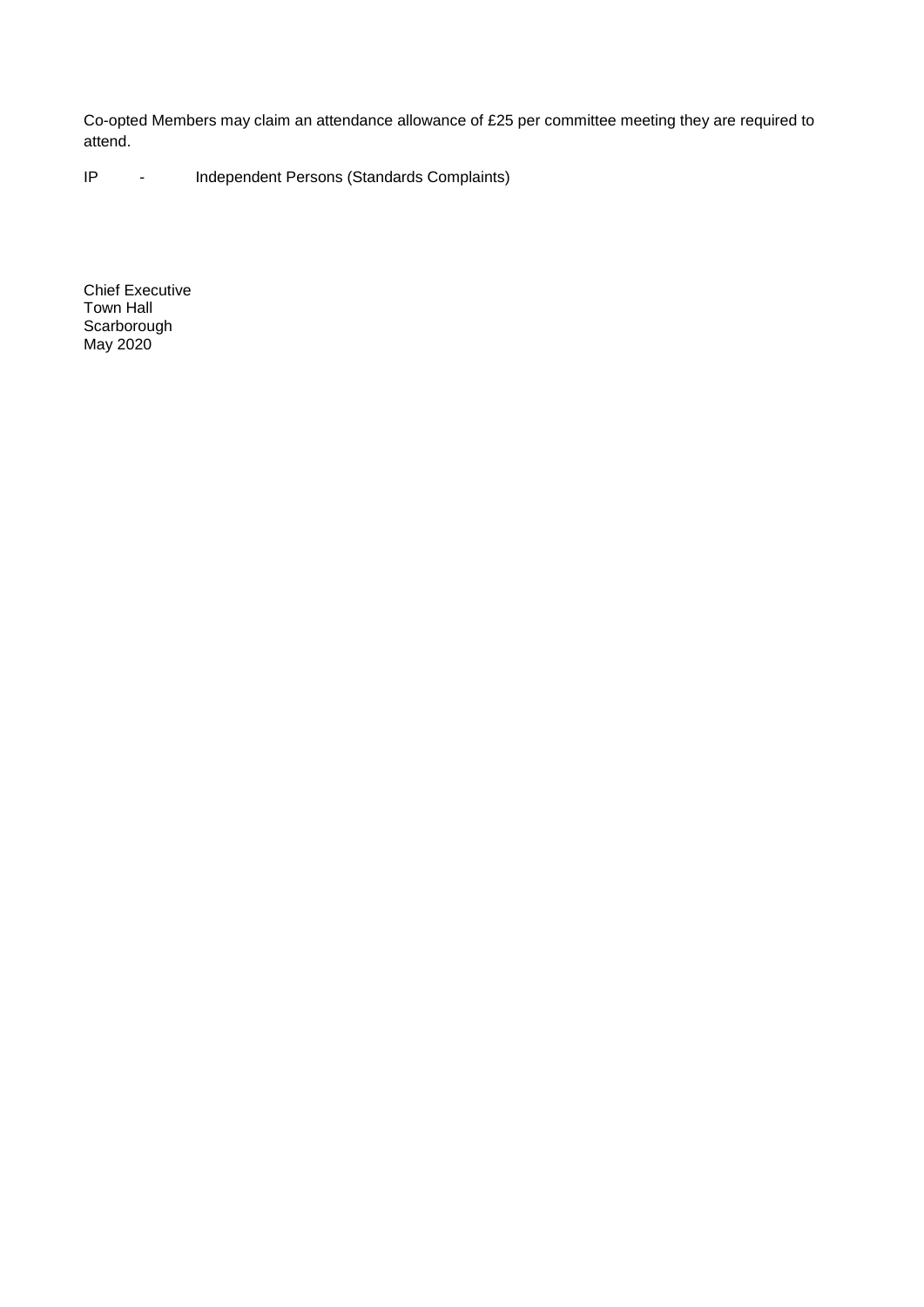Co-opted Members may claim an attendance allowance of £25 per committee meeting they are required to attend.

IP - Independent Persons (Standards Complaints)

Chief Executive
Town Hall
Scarborough
May 2020